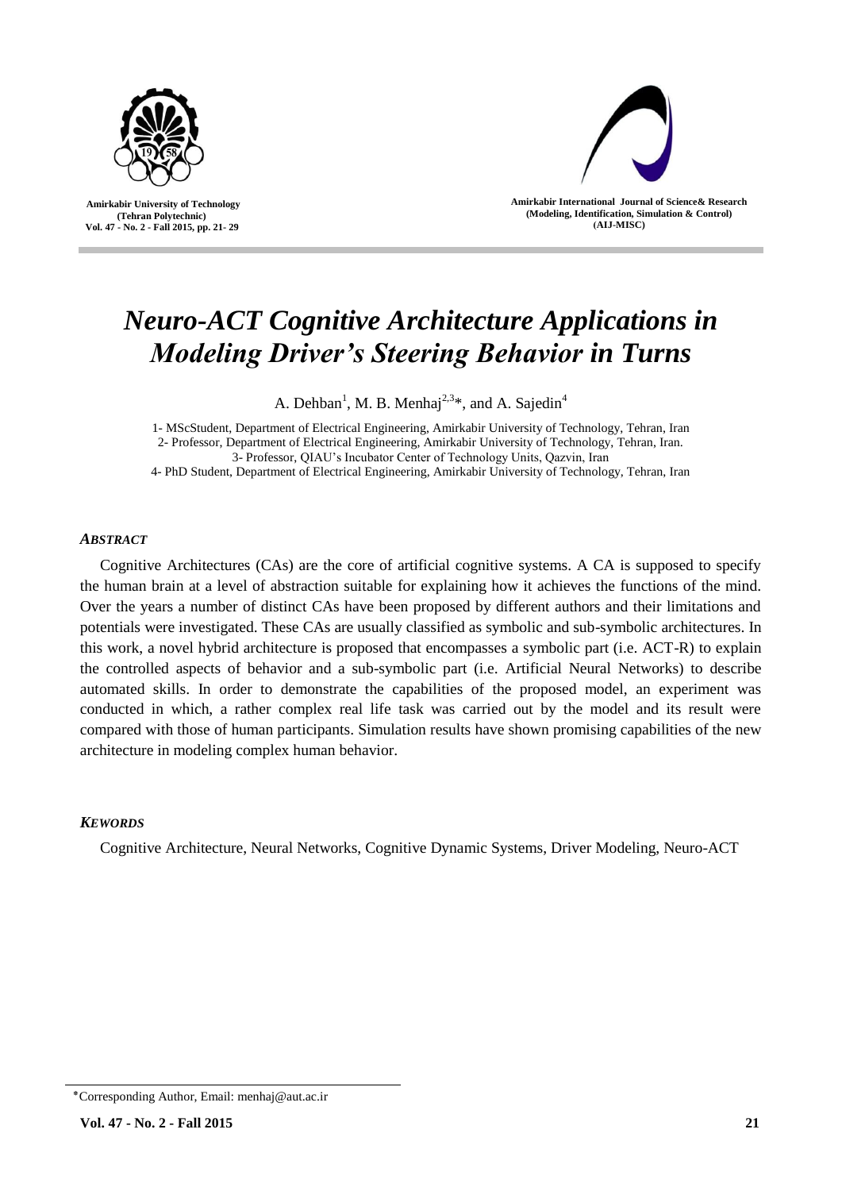# *Neuro-ACT Cognitive Architecture Applications in Modeling Driver's Steering Behavior in Turns*

A. Dehban[1], M. B. Menhaj[2,3]*, and A. Sajedin[4]

1- MScStudent, Department of Electrical Engineering, Amirkabir University of Technology, Tehran, Iran
2- Professor, Department of Electrical Engineering, Amirkabir University of Technology, Tehran, Iran.
3- Professor, QIAU's Incubator Center of Technology Units, Qazvin, Iran
4- PhD Student, Department of Electrical Engineering, Amirkabir University of Technology, Tehran, Iran

### *ABSTRACT*

Cognitive Architectures (CAs) are the core of artificial cognitive systems. A CA is supposed to specify the human brain at a level of abstraction suitable for explaining how it achieves the functions of the mind. Over the years a number of distinct CAs have been proposed by different authors and their limitations and potentials were investigated. These CAs are usually classified as symbolic and sub-symbolic architectures. In this work, a novel hybrid architecture is proposed that encompasses a symbolic part (i.e. ACT-R) to explain the controlled aspects of behavior and a sub-symbolic part (i.e. Artificial Neural Networks) to describe automated skills. In order to demonstrate the capabilities of the proposed model, an experiment was conducted in which, a rather complex real life task was carried out by the model and its result were compared with those of human participants. Simulation results have shown promising capabilities of the new architecture in modeling complex human behavior.

### *KEWORDS*

Cognitive Architecture, Neural Networks, Cognitive Dynamic Systems, Driver Modeling, Neuro-ACT

*Corresponding Author, Email: menhaj@aut.ac.ir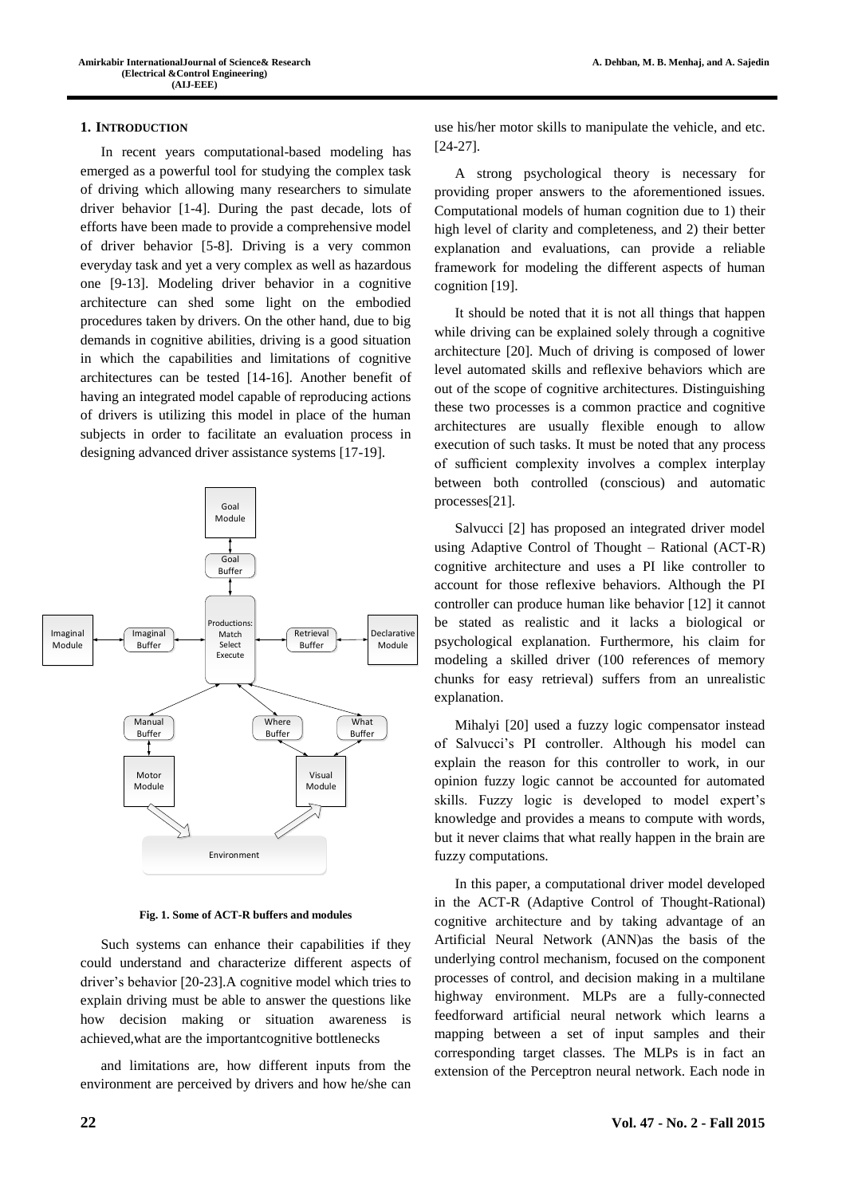## 1. Introduction

In recent years computational-based modeling has emerged as a powerful tool for studying the complex task of driving which allowing many researchers to simulate driver behavior [1-4]. During the past decade, lots of efforts have been made to provide a comprehensive model of driver behavior [5-8]. Driving is a very common everyday task and yet a very complex as well as hazardous one [9-13]. Modeling driver behavior in a cognitive architecture can shed some light on the embodied procedures taken by drivers. On the other hand, due to big demands in cognitive abilities, driving is a good situation in which the capabilities and limitations of cognitive architectures can be tested [14-16]. Another benefit of having an integrated model capable of reproducing actions of drivers is utilizing this model in place of the human subjects in order to facilitate an evaluation process in designing advanced driver assistance systems [17-19].

**Fig. 1. Some of ACT-R buffers and modules**

Such systems can enhance their capabilities if they could understand and characterize different aspects of driver's behavior [20-23].A cognitive model which tries to explain driving must be able to answer the questions like how decision making or situation awareness is achieved,what are the importantcognitive bottlenecks and limitations are, how different inputs from the environment are perceived by drivers and how he/she can use his/her motor skills to manipulate the vehicle, and etc. [24-27].

A strong psychological theory is necessary for providing proper answers to the aforementioned issues. Computational models of human cognition due to 1) their high level of clarity and completeness, and 2) their better explanation and evaluations, can provide a reliable framework for modeling the different aspects of human cognition [19].

It should be noted that it is not all things that happen while driving can be explained solely through a cognitive architecture [20]. Much of driving is composed of lower level automated skills and reflexive behaviors which are out of the scope of cognitive architectures. Distinguishing these two processes is a common practice and cognitive architectures are usually flexible enough to allow execution of such tasks. It must be noted that any process of sufficient complexity involves a complex interplay between both controlled (conscious) and automatic processes[21].

Salvucci [2] has proposed an integrated driver model using Adaptive Control of Thought – Rational (ACT-R) cognitive architecture and uses a PI like controller to account for those reflexive behaviors. Although the PI controller can produce human like behavior [12] it cannot be stated as realistic and it lacks a biological or psychological explanation. Furthermore, his claim for modeling a skilled driver (100 references of memory chunks for easy retrieval) suffers from an unrealistic explanation.

Mihalyi [20] used a fuzzy logic compensator instead of Salvucci's PI controller. Although his model can explain the reason for this controller to work, in our opinion fuzzy logic cannot be accounted for automated skills. Fuzzy logic is developed to model expert's knowledge and provides a means to compute with words, but it never claims that what really happen in the brain are fuzzy computations.

In this paper, a computational driver model developed in the ACT-R (Adaptive Control of Thought-Rational) cognitive architecture and by taking advantage of an Artificial Neural Network (ANN)as the basis of the underlying control mechanism, focused on the component processes of control, and decision making in a multilane highway environment. MLPs are a fully-connected feedforward artificial neural network which learns a mapping between a set of input samples and their corresponding target classes. The MLPs is in fact an extension of the Perceptron neural network. Each node in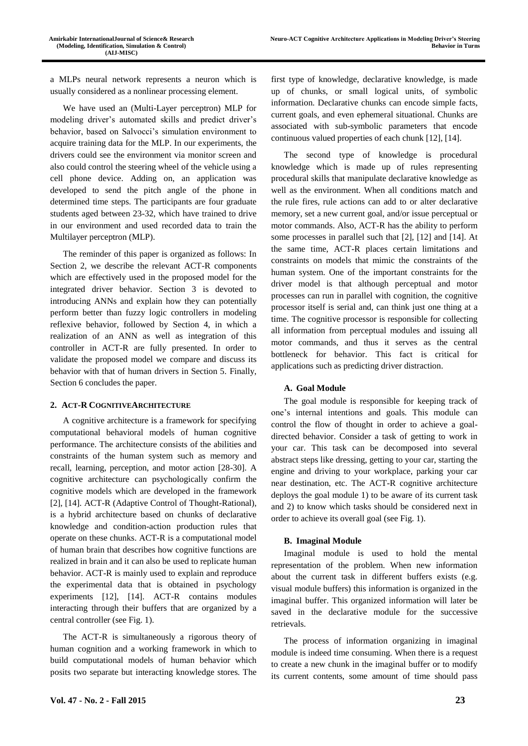a MLPs neural network represents a neuron which is usually considered as a nonlinear processing element.

We have used an (Multi-Layer perceptron) MLP for modeling driver's automated skills and predict driver's behavior, based on Salvocci's simulation environment to acquire training data for the MLP. In our experiments, the drivers could see the environment via monitor screen and also could control the steering wheel of the vehicle using a cell phone device. Adding on, an application was developed to send the pitch angle of the phone in determined time steps. The participants are four graduate students aged between 23-32, which have trained to drive in our environment and used recorded data to train the Multilayer perceptron (MLP).

The reminder of this paper is organized as follows: In Section 2, we describe the relevant ACT-R components which are effectively used in the proposed model for the integrated driver behavior. Section 3 is devoted to introducing ANNs and explain how they can potentially perform better than fuzzy logic controllers in modeling reflexive behavior, followed by Section 4, in which a realization of an ANN as well as integration of this controller in ACT-R are fully presented. In order to validate the proposed model we compare and discuss its behavior with that of human drivers in Section 5. Finally, Section 6 concludes the paper.

## 2. ACT-R COGNITIVEARCHITECTURE

A cognitive architecture is a framework for specifying computational behavioral models of human cognitive performance. The architecture consists of the abilities and constraints of the human system such as memory and recall, learning, perception, and motor action [28-30]. A cognitive architecture can psychologically confirm the cognitive models which are developed in the framework [2], [14]. ACT-R (Adaptive Control of Thought-Rational), is a hybrid architecture based on chunks of declarative knowledge and condition-action production rules that operate on these chunks. ACT-R is a computational model of human brain that describes how cognitive functions are realized in brain and it can also be used to replicate human behavior. ACT-R is mainly used to explain and reproduce the experimental data that is obtained in psychology experiments [12], [14]. ACT-R contains modules interacting through their buffers that are organized by a central controller (see Fig. 1).

The ACT-R is simultaneously a rigorous theory of human cognition and a working framework in which to build computational models of human behavior which posits two separate but interacting knowledge stores. The first type of knowledge, declarative knowledge, is made up of chunks, or small logical units, of symbolic information. Declarative chunks can encode simple facts, current goals, and even ephemeral situational. Chunks are associated with sub-symbolic parameters that encode continuous valued properties of each chunk [12], [14].

The second type of knowledge is procedural knowledge which is made up of rules representing procedural skills that manipulate declarative knowledge as well as the environment. When all conditions match and the rule fires, rule actions can add to or alter declarative memory, set a new current goal, and/or issue perceptual or motor commands. Also, ACT-R has the ability to perform some processes in parallel such that [2], [12] and [14]. At the same time, ACT-R places certain limitations and constraints on models that mimic the constraints of the human system. One of the important constraints for the driver model is that although perceptual and motor processes can run in parallel with cognition, the cognitive processor itself is serial and, can think just one thing at a time. The cognitive processor is responsible for collecting all information from perceptual modules and issuing all motor commands, and thus it serves as the central bottleneck for behavior. This fact is critical for applications such as predicting driver distraction.

### A. Goal Module

The goal module is responsible for keeping track of one's internal intentions and goals. This module can control the flow of thought in order to achieve a goal-directed behavior. Consider a task of getting to work in your car. This task can be decomposed into several abstract steps like dressing, getting to your car, starting the engine and driving to your workplace, parking your car near destination, etc. The ACT-R cognitive architecture deploys the goal module 1) to be aware of its current task and 2) to know which tasks should be considered next in order to achieve its overall goal (see Fig. 1).

### B. Imaginal Module

Imaginal module is used to hold the mental representation of the problem. When new information about the current task in different buffers exists (e.g. visual module buffers) this information is organized in the imaginal buffer. This organized information will later be saved in the declarative module for the successive retrievals.

The process of information organizing in imaginal module is indeed time consuming. When there is a request to create a new chunk in the imaginal buffer or to modify its current contents, some amount of time should pass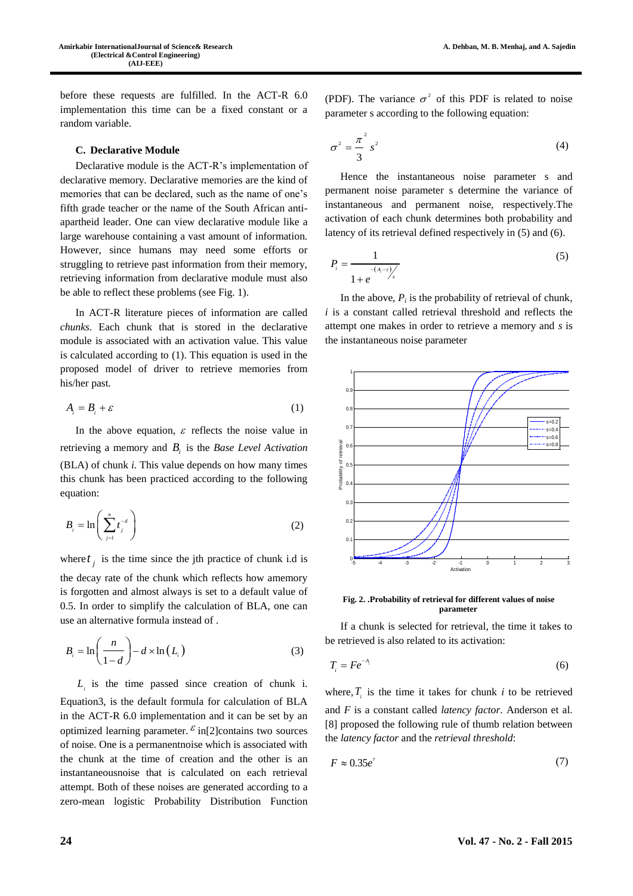before these requests are fulfilled. In the ACT-R 6.0 implementation this time can be a fixed constant or a random variable.

### C. Declarative Module

Declarative module is the ACT-R's implementation of declarative memory. Declarative memories are the kind of memories that can be declared, such as the name of one's fifth grade teacher or the name of the South African anti-apartheid leader. One can view declarative module like a large warehouse containing a vast amount of information. However, since humans may need some efforts or struggling to retrieve past information from their memory, retrieving information from declarative module must also be able to reflect these problems (see Fig. 1).

In ACT-R literature pieces of information are called *chunks*. Each chunk that is stored in the declarative module is associated with an activation value. This value is calculated according to (1). This equation is used in the proposed model of driver to retrieve memories from his/her past.

$$A_i = B_i + \varepsilon \tag{1}$$

In the above equation, $\varepsilon$ reflects the noise value in retrieving a memory and $B_i$ is the *Base Level Activation* (BLA) of chunk *i*. This value depends on how many times this chunk has been practiced according to the following equation:

$$B_i = \ln\left(\sum_{j=1}^{n} t_j^{-d}\right) \tag{2}$$

where $t_j$ is the time since the jth practice of chunk i.d is the decay rate of the chunk which reflects how amemory is forgotten and almost always is set to a default value of 0.5. In order to simplify the calculation of BLA, one can use an alternative formula instead of .

$$B_i = \ln\left(\frac{n}{1-d}\right) - d \times \ln\left(L_i\right) \tag{3}$$

$L_i$ is the time passed since creation of chunk i. Equation3, is the default formula for calculation of BLA in the ACT-R 6.0 implementation and it can be set by an optimized learning parameter. $\varepsilon$ in[2]contains two sources of noise. One is a permanentnoise which is associated with the chunk at the time of creation and the other is an instantaneousnoise that is calculated on each retrieval attempt. Both of these noises are generated according to a zero-mean logistic Probability Distribution Function (PDF). The variance $\sigma^2$ of this PDF is related to noise parameter s according to the following equation:

$$\sigma^2 = \frac{\pi^2}{3} s^2 \tag{4}$$

Hence the instantaneous noise parameter s and permanent noise parameter s determine the variance of instantaneous and permanent noise, respectively.The activation of each chunk determines both probability and latency of its retrieval defined respectively in (5) and (6).

$$P_i = \frac{1}{1 + e^{-(A_i - \tau)/s}} \tag{5}$$

In the above, $P_i$ is the probability of retrieval of chunk, *i* is a constant called retrieval threshold and reflects the attempt one makes in order to retrieve a memory and *s* is the instantaneous noise parameter

**Fig. 2. .Probability of retrieval for different values of noise parameter**

If a chunk is selected for retrieval, the time it takes to be retrieved is also related to its activation:

$$T_i = Fe^{-A_i} \tag{6}$$

where, $T_i$ is the time it takes for chunk *i* to be retrieved and $F$ is a constant called *latency factor*. Anderson et al. [8] proposed the following rule of thumb relation between the *latency factor* and the *retrieval threshold*:

$$F \approx 0.35e^{\tau} \tag{7}$$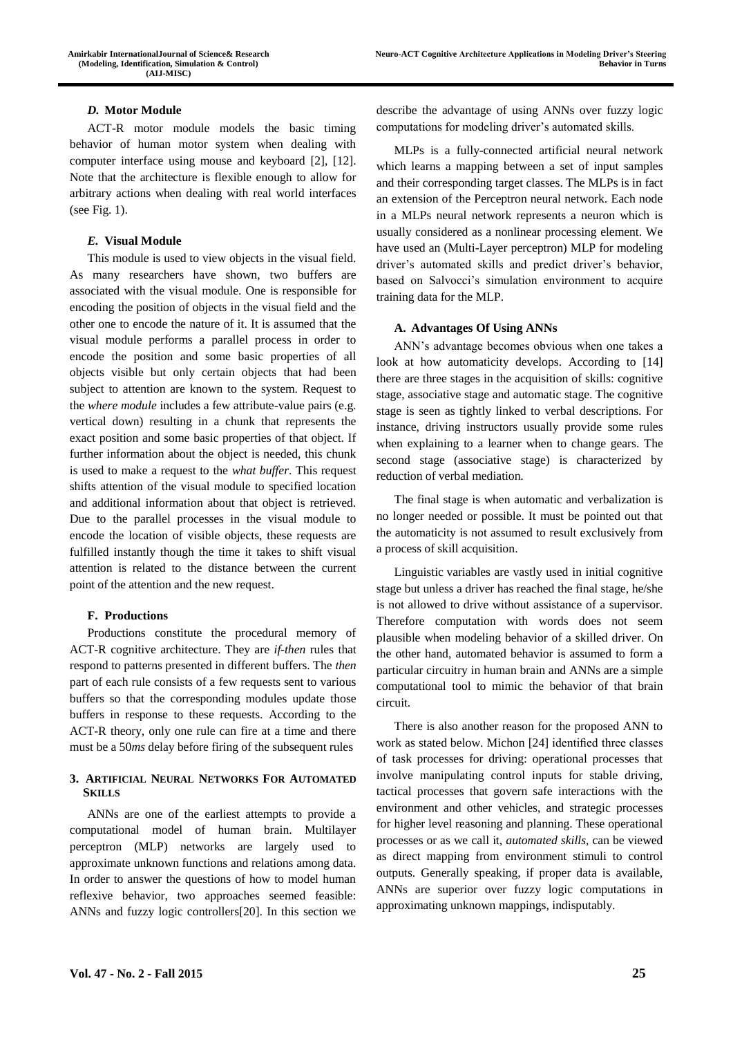### *D.* Motor Module

ACT-R motor module models the basic timing behavior of human motor system when dealing with computer interface using mouse and keyboard [2], [12]. Note that the architecture is flexible enough to allow for arbitrary actions when dealing with real world interfaces (see Fig. 1).

### *E.* Visual Module

This module is used to view objects in the visual field. As many researchers have shown, two buffers are associated with the visual module. One is responsible for encoding the position of objects in the visual field and the other one to encode the nature of it. It is assumed that the visual module performs a parallel process in order to encode the position and some basic properties of all objects visible but only certain objects that had been subject to attention are known to the system. Request to the *where module* includes a few attribute-value pairs (e.g. vertical down) resulting in a chunk that represents the exact position and some basic properties of that object. If further information about the object is needed, this chunk is used to make a request to the *what buffer*. This request shifts attention of the visual module to specified location and additional information about that object is retrieved. Due to the parallel processes in the visual module to encode the location of visible objects, these requests are fulfilled instantly though the time it takes to shift visual attention is related to the distance between the current point of the attention and the new request.

### F. Productions

Productions constitute the procedural memory of ACT-R cognitive architecture. They are *if-then* rules that respond to patterns presented in different buffers. The *then* part of each rule consists of a few requests sent to various buffers so that the corresponding modules update those buffers in response to these requests. According to the ACT-R theory, only one rule can fire at a time and there must be a 50*ms* delay before firing of the subsequent rules

## 3. Artificial Neural Networks For Automated Skills

ANNs are one of the earliest attempts to provide a computational model of human brain. Multilayer perceptron (MLP) networks are largely used to approximate unknown functions and relations among data. In order to answer the questions of how to model human reflexive behavior, two approaches seemed feasible: ANNs and fuzzy logic controllers[20]. In this section we describe the advantage of using ANNs over fuzzy logic computations for modeling driver's automated skills.

MLPs is a fully-connected artificial neural network which learns a mapping between a set of input samples and their corresponding target classes. The MLPs is in fact an extension of the Perceptron neural network. Each node in a MLPs neural network represents a neuron which is usually considered as a nonlinear processing element. We have used an (Multi-Layer perceptron) MLP for modeling driver's automated skills and predict driver's behavior, based on Salvocci's simulation environment to acquire training data for the MLP.

### A. Advantages Of Using ANNs

ANN's advantage becomes obvious when one takes a look at how automaticity develops. According to [14] there are three stages in the acquisition of skills: cognitive stage, associative stage and automatic stage. The cognitive stage is seen as tightly linked to verbal descriptions. For instance, driving instructors usually provide some rules when explaining to a learner when to change gears. The second stage (associative stage) is characterized by reduction of verbal mediation.

The final stage is when automatic and verbalization is no longer needed or possible. It must be pointed out that the automaticity is not assumed to result exclusively from a process of skill acquisition.

Linguistic variables are vastly used in initial cognitive stage but unless a driver has reached the final stage, he/she is not allowed to drive without assistance of a supervisor. Therefore computation with words does not seem plausible when modeling behavior of a skilled driver. On the other hand, automated behavior is assumed to form a particular circuitry in human brain and ANNs are a simple computational tool to mimic the behavior of that brain circuit.

There is also another reason for the proposed ANN to work as stated below. Michon [24] identified three classes of task processes for driving: operational processes that involve manipulating control inputs for stable driving, tactical processes that govern safe interactions with the environment and other vehicles, and strategic processes for higher level reasoning and planning. These operational processes or as we call it, *automated skills*, can be viewed as direct mapping from environment stimuli to control outputs. Generally speaking, if proper data is available, ANNs are superior over fuzzy logic computations in approximating unknown mappings, indisputably.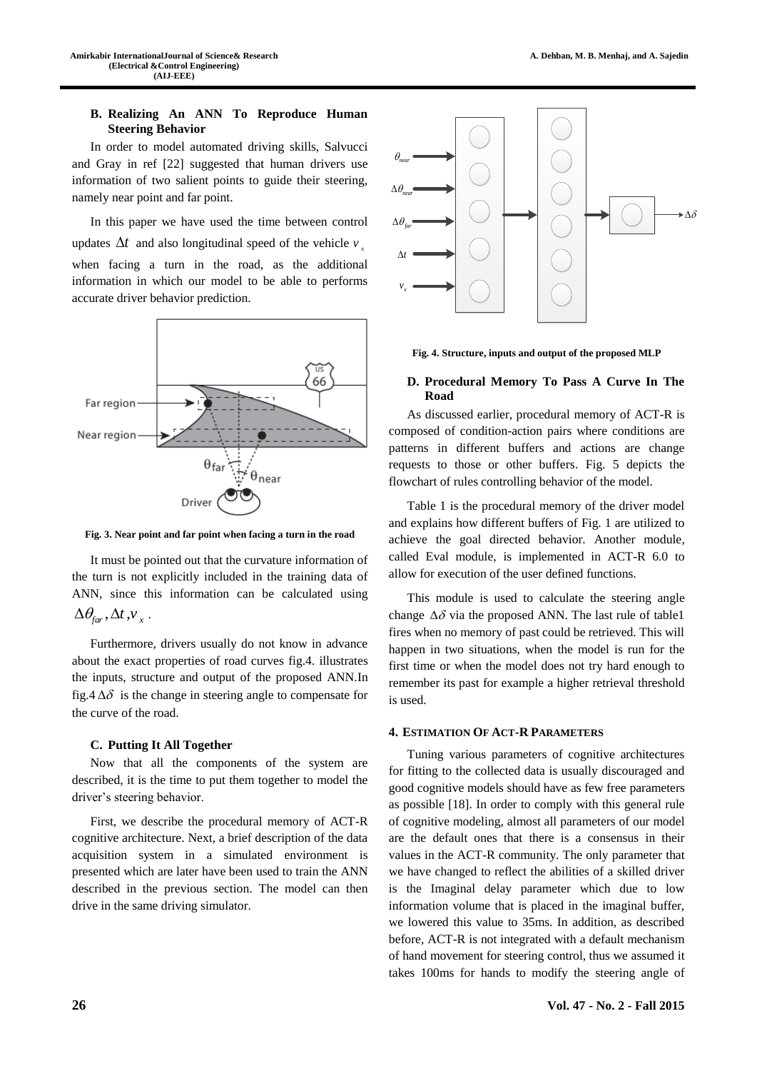### B. Realizing An ANN To Reproduce Human Steering Behavior

In order to model automated driving skills, Salvucci and Gray in ref [22] suggested that human drivers use information of two salient points to guide their steering, namely near point and far point.

In this paper we have used the time between control updates $\Delta t$ and also longitudinal speed of the vehicle $v_x$ when facing a turn in the road, as the additional information in which our model to be able to performs accurate driver behavior prediction.

Fig. 3. Near point and far point when facing a turn in the road

It must be pointed out that the curvature information of the turn is not explicitly included in the training data of ANN, since this information can be calculated using $\Delta\theta_{far}, \Delta t, v_x$.

Furthermore, drivers usually do not know in advance about the exact properties of road curves fig.4. illustrates the inputs, structure and output of the proposed ANN.In fig.4 $\Delta\delta$ is the change in steering angle to compensate for the curve of the road.

### C. Putting It All Together

Now that all the components of the system are described, it is the time to put them together to model the driver's steering behavior.

First, we describe the procedural memory of ACT-R cognitive architecture. Next, a brief description of the data acquisition system in a simulated environment is presented which are later have been used to train the ANN described in the previous section. The model can then drive in the same driving simulator.

Fig. 4. Structure, inputs and output of the proposed MLP

### D. Procedural Memory To Pass A Curve In The Road

As discussed earlier, procedural memory of ACT-R is composed of condition-action pairs where conditions are patterns in different buffers and actions are change requests to those or other buffers. Fig. 5 depicts the flowchart of rules controlling behavior of the model.

Table 1 is the procedural memory of the driver model and explains how different buffers of Fig. 1 are utilized to achieve the goal directed behavior. Another module, called Eval module, is implemented in ACT-R 6.0 to allow for execution of the user defined functions.

This module is used to calculate the steering angle change $\Delta\delta$ via the proposed ANN. The last rule of table1 fires when no memory of past could be retrieved. This will happen in two situations, when the model is run for the first time or when the model does not try hard enough to remember its past for example a higher retrieval threshold is used.

## 4. Estimation Of ACT-R Parameters

Tuning various parameters of cognitive architectures for fitting to the collected data is usually discouraged and good cognitive models should have as few free parameters as possible [18]. In order to comply with this general rule of cognitive modeling, almost all parameters of our model are the default ones that there is a consensus in their values in the ACT-R community. The only parameter that we have changed to reflect the abilities of a skilled driver is the Imaginal delay parameter which due to low information volume that is placed in the imaginal buffer, we lowered this value to 35ms. In addition, as described before, ACT-R is not integrated with a default mechanism of hand movement for steering control, thus we assumed it takes 100ms for hands to modify the steering angle of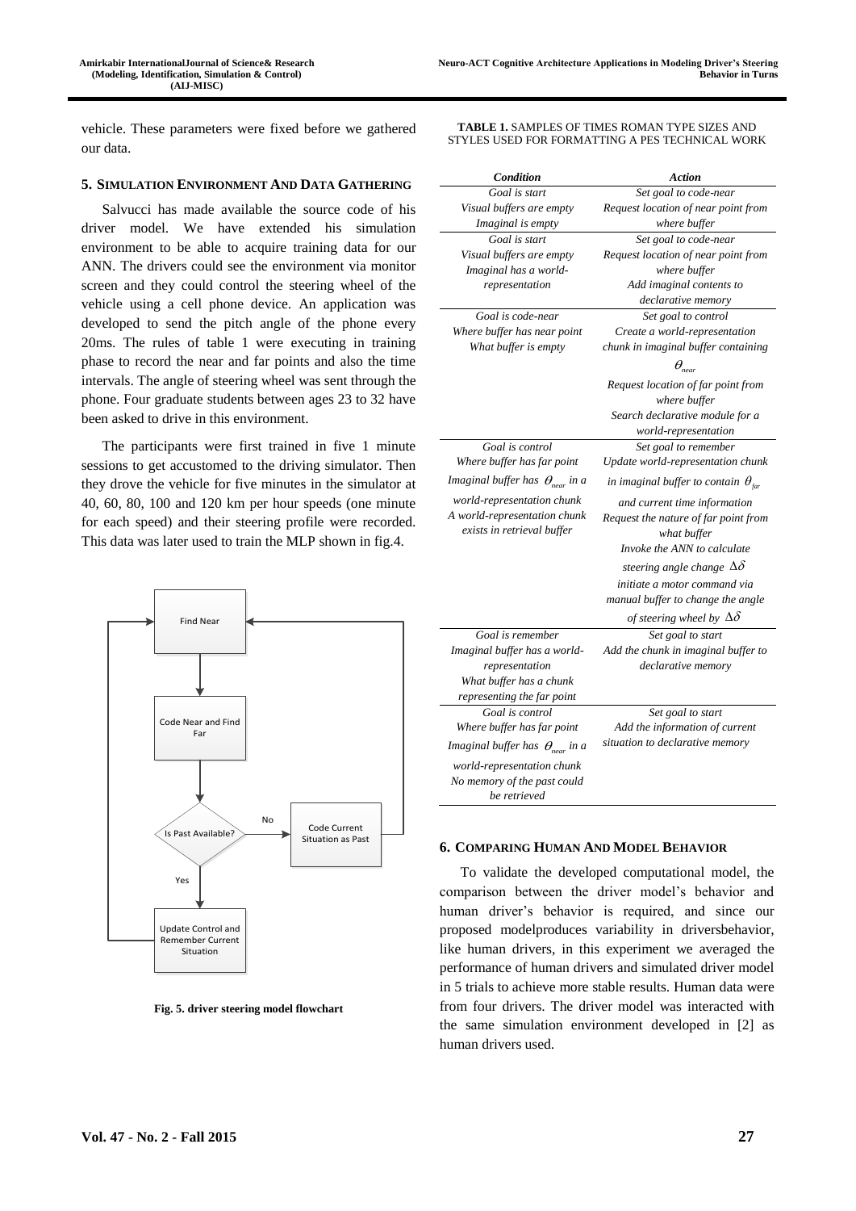vehicle. These parameters were fixed before we gathered our data.

## 5. Simulation Environment And Data Gathering

Salvucci has made available the source code of his driver model. We have extended his simulation environment to be able to acquire training data for our ANN. The drivers could see the environment via monitor screen and they could control the steering wheel of the vehicle using a cell phone device. An application was developed to send the pitch angle of the phone every 20ms. The rules of table 1 were executing in training phase to record the near and far points and also the time intervals. The angle of steering wheel was sent through the phone. Four graduate students between ages 23 to 32 have been asked to drive in this environment.

The participants were first trained in five 1 minute sessions to get accustomed to the driving simulator. Then they drove the vehicle for five minutes in the simulator at 40, 60, 80, 100 and 120 km per hour speeds (one minute for each speed) and their steering profile were recorded. This data was later used to train the MLP shown in fig.4.

**Fig. 5. driver steering model flowchart**

**TABLE 1.** SAMPLES OF TIMES ROMAN TYPE SIZES AND STYLES USED FOR FORMATTING A PES TECHNICAL WORK

| *Condition* | *Action* |
|---|---|
| *Goal is start*<br>*Visual buffers are empty*<br>*Imaginal is empty* | *Set goal to code-near*<br>*Request location of near point from where buffer* |
| *Goal is start*<br>*Visual buffers are empty*<br>*Imaginal has a world-representation* | *Set goal to code-near*<br>*Request location of near point from where buffer*<br>*Add imaginal contents to declarative memory* |
| *Goal is code-near*<br>*Where buffer has near point*<br>*What buffer is empty* | *Set goal to control*<br>*Create a world-representation chunk in imaginal buffer containing* $\theta_{near}$<br>*Request location of far point from where buffer*<br>*Search declarative module for a world-representation* |
| *Goal is control*<br>*Where buffer has far point*<br>*Imaginal buffer has* $\theta_{near}$ *in a world-representation chunk*<br>*A world-representation chunk exists in retrieval buffer* | *Set goal to remember*<br>*Update world-representation chunk in imaginal buffer to contain* $\theta_{far}$ *and current time information*<br>*Request the nature of far point from what buffer*<br>*Invoke the ANN to calculate steering angle change* $\Delta\delta$<br>*initiate a motor command via manual buffer to change the angle of steering wheel by* $\Delta\delta$ |
| *Goal is remember*<br>*Imaginal buffer has a world-representation*<br>*What buffer has a chunk representing the far point* | *Set goal to start*<br>*Add the chunk in imaginal buffer to declarative memory* |
| *Goal is control*<br>*Where buffer has far point*<br>*Imaginal buffer has* $\theta_{near}$ *in a world-representation chunk*<br>*No memory of the past could be retrieved* | *Set goal to start*<br>*Add the information of current situation to declarative memory* |

## 6. Comparing Human And Model Behavior

To validate the developed computational model, the comparison between the driver model's behavior and human driver's behavior is required, and since our proposed modelproduces variability in driversbehavior, like human drivers, in this experiment we averaged the performance of human drivers and simulated driver model in 5 trials to achieve more stable results. Human data were from four drivers. The driver model was interacted with the same simulation environment developed in [2] as human drivers used.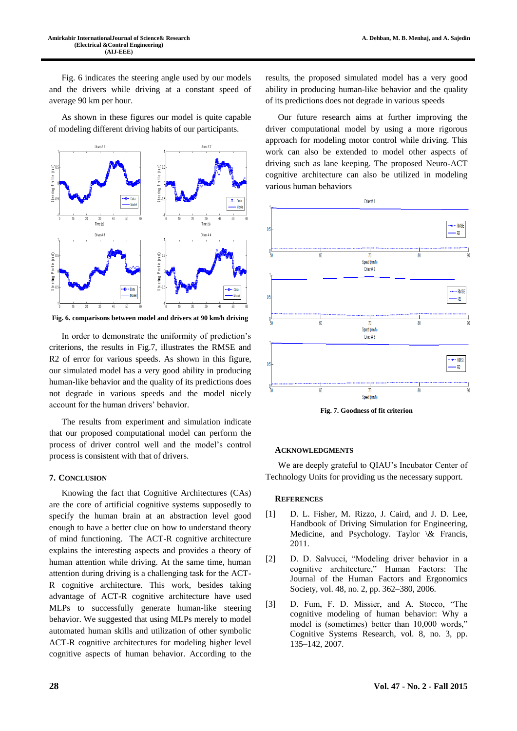Fig. 6 indicates the steering angle used by our models and the drivers while driving at a constant speed of average 90 km per hour.

As shown in these figures our model is quite capable of modeling different driving habits of our participants.

Fig. 6. comparisons between model and drivers at 90 km/h driving

In order to demonstrate the uniformity of prediction's criterions, the results in Fig.7, illustrates the RMSE and R2 of error for various speeds. As shown in this figure, our simulated model has a very good ability in producing human-like behavior and the quality of its predictions does not degrade in various speeds and the model nicely account for the human drivers' behavior.

The results from experiment and simulation indicate that our proposed computational model can perform the process of driver control well and the model's control process is consistent with that of drivers.

## 7. Conclusion

Knowing the fact that Cognitive Architectures (CAs) are the core of artificial cognitive systems supposedly to specify the human brain at an abstraction level good enough to have a better clue on how to understand theory of mind functioning. The ACT-R cognitive architecture explains the interesting aspects and provides a theory of human attention while driving. At the same time, human attention during driving is a challenging task for the ACT-R cognitive architecture. This work, besides taking advantage of ACT-R cognitive architecture have used MLPs to successfully generate human-like steering behavior. We suggested that using MLPs merely to model automated human skills and utilization of other symbolic ACT-R cognitive architectures for modeling higher level cognitive aspects of human behavior. According to the results, the proposed simulated model has a very good ability in producing human-like behavior and the quality of its predictions does not degrade in various speeds

Our future research aims at further improving the driver computational model by using a more rigorous approach for modeling human motor control while driving. This work can also be extended to model other aspects of driving such as lane keeping. The proposed Neuro-ACT cognitive architecture can also be utilized in modeling various human behaviors

Fig. 7. Goodness of fit criterion

## Acknowledgments

We are deeply grateful to QIAU's Incubator Center of Technology Units for providing us the necessary support.

## References

[1] D. L. Fisher, M. Rizzo, J. Caird, and J. D. Lee, Handbook of Driving Simulation for Engineering, Medicine, and Psychology. Taylor \& Francis, 2011.

[2] D. D. Salvucci, "Modeling driver behavior in a cognitive architecture," Human Factors: The Journal of the Human Factors and Ergonomics Society, vol. 48, no. 2, pp. 362–380, 2006.

[3] D. Fum, F. D. Missier, and A. Stocco, "The cognitive modeling of human behavior: Why a model is (sometimes) better than 10,000 words," Cognitive Systems Research, vol. 8, no. 3, pp. 135–142, 2007.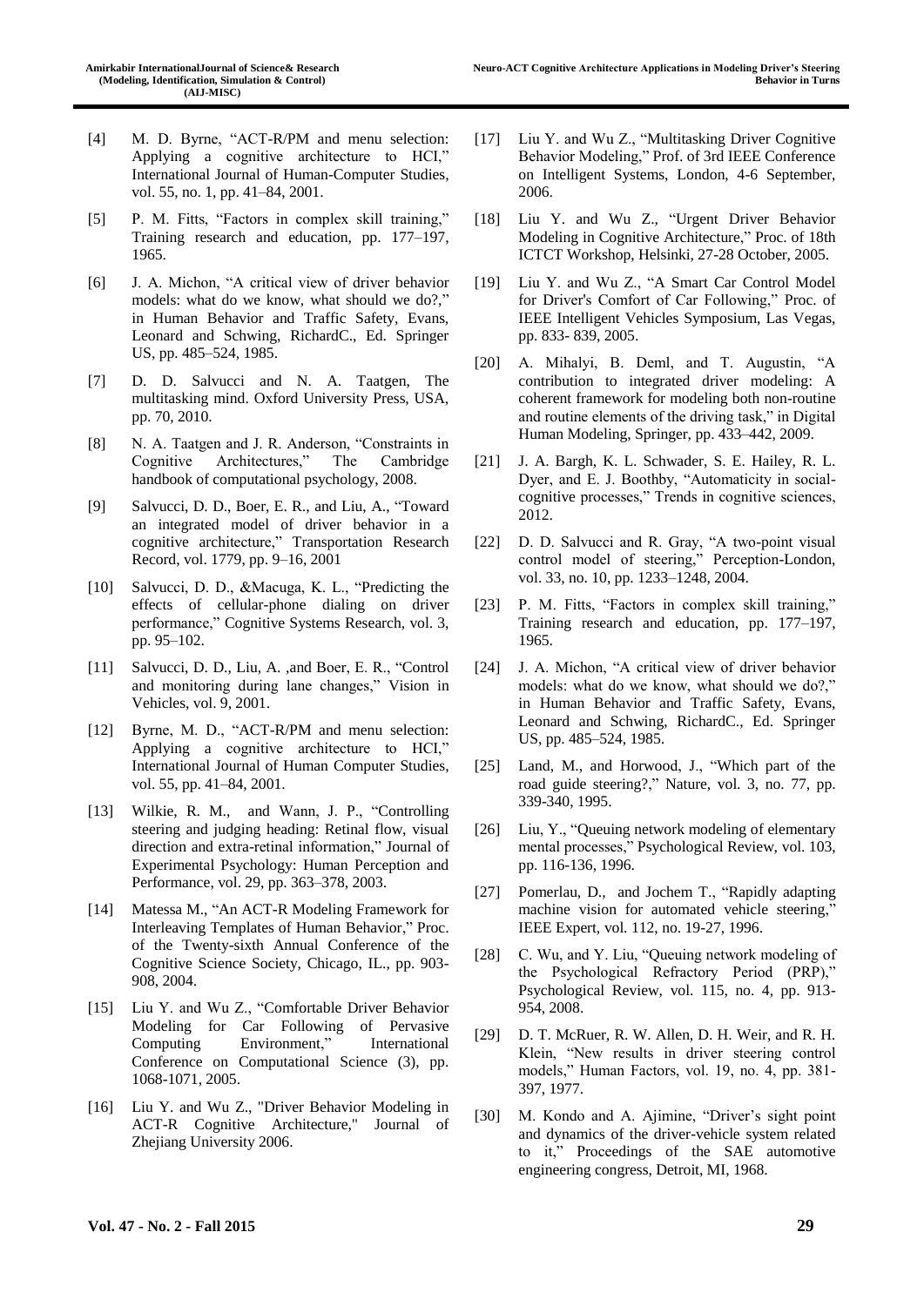[4] M. D. Byrne, "ACT-R/PM and menu selection: Applying a cognitive architecture to HCI," International Journal of Human-Computer Studies, vol. 55, no. 1, pp. 41–84, 2001.

[5] P. M. Fitts, "Factors in complex skill training," Training research and education, pp. 177–197, 1965.

[6] J. A. Michon, "A critical view of driver behavior models: what do we know, what should we do?," in Human Behavior and Traffic Safety, Evans, Leonard and Schwing, RichardC., Ed. Springer US, pp. 485–524, 1985.

[7] D. D. Salvucci and N. A. Taatgen, The multitasking mind. Oxford University Press, USA, pp. 70, 2010.

[8] N. A. Taatgen and J. R. Anderson, "Constraints in Cognitive Architectures," The Cambridge handbook of computational psychology, 2008.

[9] Salvucci, D. D., Boer, E. R., and Liu, A., "Toward an integrated model of driver behavior in a cognitive architecture," Transportation Research Record, vol. 1779, pp. 9–16, 2001

[10] Salvucci, D. D., &Macuga, K. L., "Predicting the effects of cellular-phone dialing on driver performance," Cognitive Systems Research, vol. 3, pp. 95–102.

[11] Salvucci, D. D., Liu, A. ,and Boer, E. R., "Control and monitoring during lane changes," Vision in Vehicles, vol. 9, 2001.

[12] Byrne, M. D., "ACT-R/PM and menu selection: Applying a cognitive architecture to HCI," International Journal of Human Computer Studies, vol. 55, pp. 41–84, 2001.

[13] Wilkie, R. M., and Wann, J. P., "Controlling steering and judging heading: Retinal flow, visual direction and extra-retinal information," Journal of Experimental Psychology: Human Perception and Performance, vol. 29, pp. 363–378, 2003.

[14] Matessa M., "An ACT-R Modeling Framework for Interleaving Templates of Human Behavior," Proc. of the Twenty-sixth Annual Conference of the Cognitive Science Society, Chicago, IL., pp. 903-908, 2004.

[15] Liu Y. and Wu Z., "Comfortable Driver Behavior Modeling for Car Following of Pervasive Computing Environment," International Conference on Computational Science (3), pp. 1068-1071, 2005.

[16] Liu Y. and Wu Z., "Driver Behavior Modeling in ACT-R Cognitive Architecture," Journal of Zhejiang University 2006.

[17] Liu Y. and Wu Z., "Multitasking Driver Cognitive Behavior Modeling," Prof. of 3rd IEEE Conference on Intelligent Systems, London, 4-6 September, 2006.

[18] Liu Y. and Wu Z., "Urgent Driver Behavior Modeling in Cognitive Architecture," Proc. of 18th ICTCT Workshop, Helsinki, 27-28 October, 2005.

[19] Liu Y. and Wu Z., "A Smart Car Control Model for Driver's Comfort of Car Following," Proc. of IEEE Intelligent Vehicles Symposium, Las Vegas, pp. 833- 839, 2005.

[20] A. Mihalyi, B. Deml, and T. Augustin, "A contribution to integrated driver modeling: A coherent framework for modeling both non-routine and routine elements of the driving task," in Digital Human Modeling, Springer, pp. 433–442, 2009.

[21] J. A. Bargh, K. L. Schwader, S. E. Hailey, R. L. Dyer, and E. J. Boothby, "Automaticity in social-cognitive processes," Trends in cognitive sciences, 2012.

[22] D. D. Salvucci and R. Gray, "A two-point visual control model of steering," Perception-London, vol. 33, no. 10, pp. 1233–1248, 2004.

[23] P. M. Fitts, "Factors in complex skill training," Training research and education, pp. 177–197, 1965.

[24] J. A. Michon, "A critical view of driver behavior models: what do we know, what should we do?," in Human Behavior and Traffic Safety, Evans, Leonard and Schwing, RichardC., Ed. Springer US, pp. 485–524, 1985.

[25] Land, M., and Horwood, J., "Which part of the road guide steering?," Nature, vol. 3, no. 77, pp. 339-340, 1995.

[26] Liu, Y., "Queuing network modeling of elementary mental processes," Psychological Review, vol. 103, pp. 116-136, 1996.

[27] Pomerlau, D., and Jochem T., "Rapidly adapting machine vision for automated vehicle steering," IEEE Expert, vol. 112, no. 19-27, 1996.

[28] C. Wu, and Y. Liu, "Queuing network modeling of the Psychological Refractory Period (PRP)," Psychological Review, vol. 115, no. 4, pp. 913-954, 2008.

[29] D. T. McRuer, R. W. Allen, D. H. Weir, and R. H. Klein, "New results in driver steering control models," Human Factors, vol. 19, no. 4, pp. 381-397, 1977.

[30] M. Kondo and A. Ajimine, "Driver's sight point and dynamics of the driver-vehicle system related to it," Proceedings of the SAE automotive engineering congress, Detroit, MI, 1968.